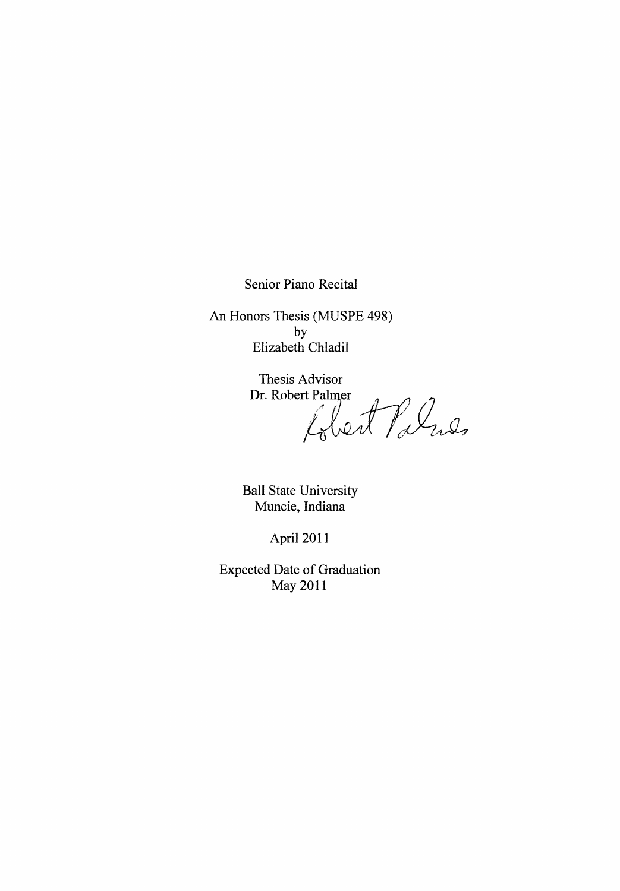Senior Piano Recital

An Honors Thesis (MUSPE 498)
by
Elizabeth Chladil

Thesis Advisor
Dr. Robert Palmer

Ball State University
Muncie, Indiana

April 2011

Expected Date of Graduation
May 2011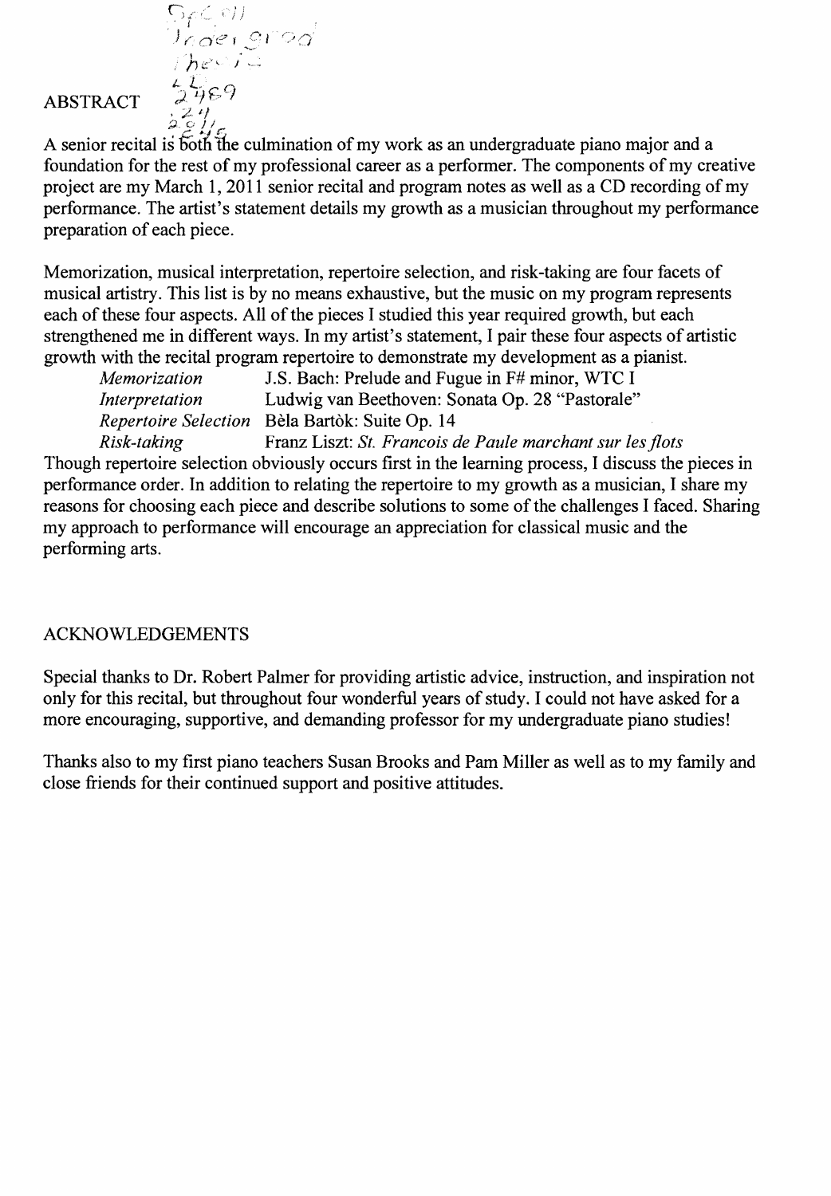## ABSTRACT

A senior recital is both the culmination of my work as an undergraduate piano major and a foundation for the rest of my professional career as a performer. The components of my creative project are my March 1, 2011 senior recital and program notes as well as a CD recording of my performance. The artist's statement details my growth as a musician throughout my performance preparation of each piece.

Memorization, musical interpretation, repertoire selection, and risk-taking are four facets of musical artistry. This list is by no means exhaustive, but the music on my program represents each of these four aspects. All of the pieces I studied this year required growth, but each strengthened me in different ways. In my artist's statement, I pair these four aspects of artistic growth with the recital program repertoire to demonstrate my development as a pianist.

| | |
|---|---|
| *Memorization* | J.S. Bach: Prelude and Fugue in F# minor, WTC I |
| *Interpretation* | Ludwig van Beethoven: Sonata Op. 28 "Pastorale" |
| *Repertoire Selection* | Bèla Bartòk: Suite Op. 14 |
| *Risk-taking* | Franz Liszt: *St. Francois de Paule marchant sur les flots* |

Though repertoire selection obviously occurs first in the learning process, I discuss the pieces in performance order. In addition to relating the repertoire to my growth as a musician, I share my reasons for choosing each piece and describe solutions to some of the challenges I faced. Sharing my approach to performance will encourage an appreciation for classical music and the performing arts.

## ACKNOWLEDGEMENTS

Special thanks to Dr. Robert Palmer for providing artistic advice, instruction, and inspiration not only for this recital, but throughout four wonderful years of study. I could not have asked for a more encouraging, supportive, and demanding professor for my undergraduate piano studies!

Thanks also to my first piano teachers Susan Brooks and Pam Miller as well as to my family and close friends for their continued support and positive attitudes.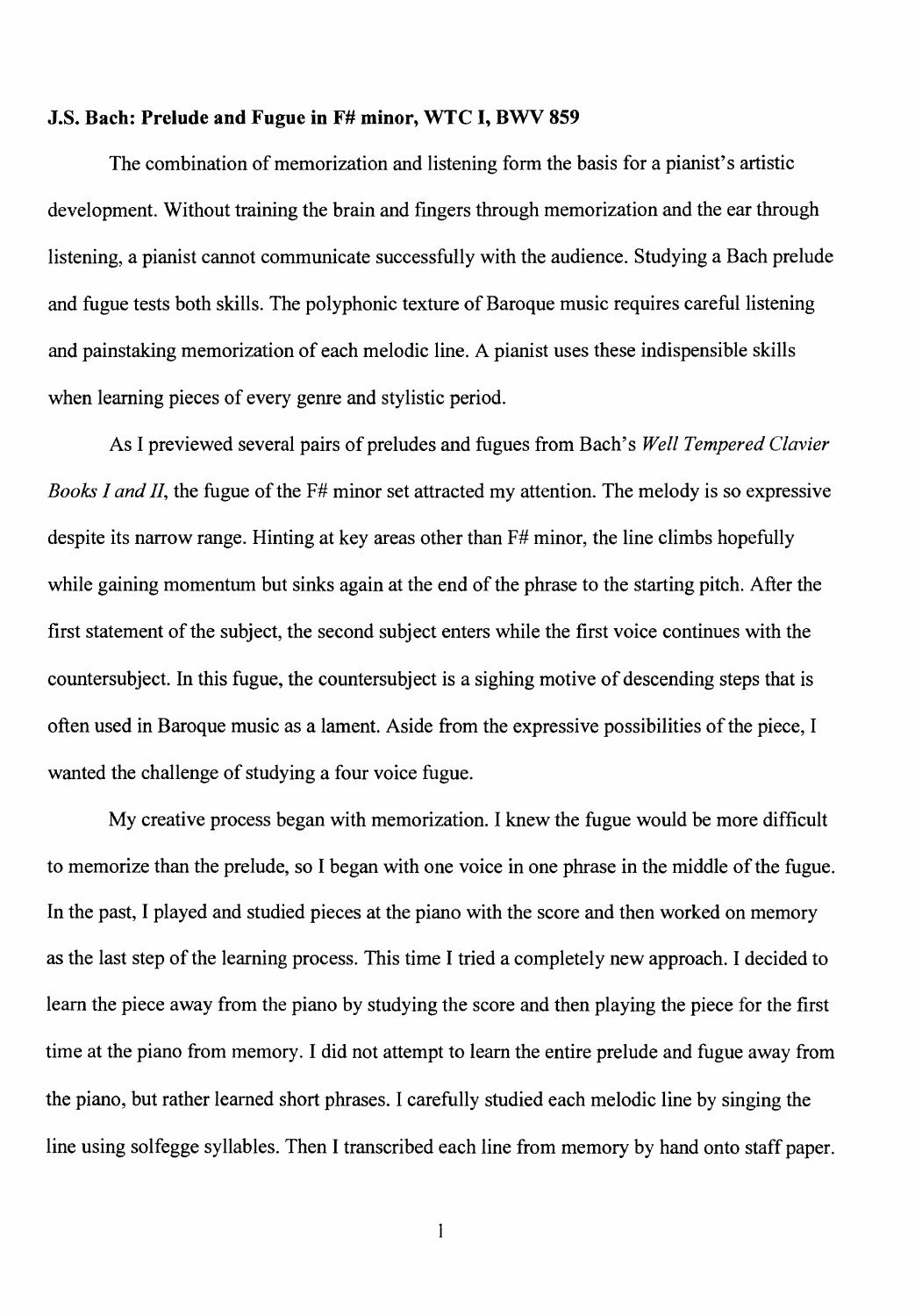**J.S. Bach: Prelude and Fugue in F# minor, WTC I, BWV 859**

The combination of memorization and listening form the basis for a pianist's artistic development. Without training the brain and fingers through memorization and the ear through listening, a pianist cannot communicate successfully with the audience. Studying a Bach prelude and fugue tests both skills. The polyphonic texture of Baroque music requires careful listening and painstaking memorization of each melodic line. A pianist uses these indispensible skills when learning pieces of every genre and stylistic period.

As I previewed several pairs of preludes and fugues from Bach's *Well Tempered Clavier Books I and II*, the fugue of the F# minor set attracted my attention. The melody is so expressive despite its narrow range. Hinting at key areas other than F# minor, the line climbs hopefully while gaining momentum but sinks again at the end of the phrase to the starting pitch. After the first statement of the subject, the second subject enters while the first voice continues with the countersubject. In this fugue, the countersubject is a sighing motive of descending steps that is often used in Baroque music as a lament. Aside from the expressive possibilities of the piece, I wanted the challenge of studying a four voice fugue.

My creative process began with memorization. I knew the fugue would be more difficult to memorize than the prelude, so I began with one voice in one phrase in the middle of the fugue. In the past, I played and studied pieces at the piano with the score and then worked on memory as the last step of the learning process. This time I tried a completely new approach. I decided to learn the piece away from the piano by studying the score and then playing the piece for the first time at the piano from memory. I did not attempt to learn the entire prelude and fugue away from the piano, but rather learned short phrases. I carefully studied each melodic line by singing the line using solfegge syllables. Then I transcribed each line from memory by hand onto staff paper.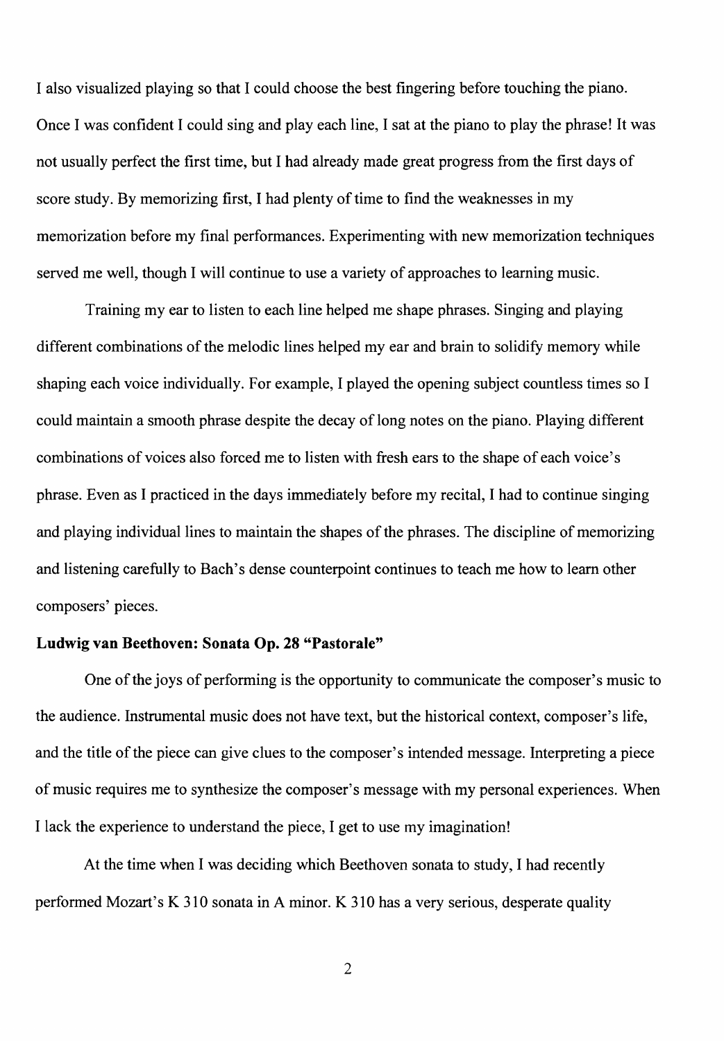I also visualized playing so that I could choose the best fingering before touching the piano. Once I was confident I could sing and play each line, I sat at the piano to play the phrase! It was not usually perfect the first time, but I had already made great progress from the first days of score study. By memorizing first, I had plenty of time to find the weaknesses in my memorization before my final performances. Experimenting with new memorization techniques served me well, though I will continue to use a variety of approaches to learning music.

Training my ear to listen to each line helped me shape phrases. Singing and playing different combinations of the melodic lines helped my ear and brain to solidify memory while shaping each voice individually. For example, I played the opening subject countless times so I could maintain a smooth phrase despite the decay of long notes on the piano. Playing different combinations of voices also forced me to listen with fresh ears to the shape of each voice's phrase. Even as I practiced in the days immediately before my recital, I had to continue singing and playing individual lines to maintain the shapes of the phrases. The discipline of memorizing and listening carefully to Bach's dense counterpoint continues to teach me how to learn other composers' pieces.

**Ludwig van Beethoven: Sonata Op. 28 "Pastorale"**

One of the joys of performing is the opportunity to communicate the composer's music to the audience. Instrumental music does not have text, but the historical context, composer's life, and the title of the piece can give clues to the composer's intended message. Interpreting a piece of music requires me to synthesize the composer's message with my personal experiences. When I lack the experience to understand the piece, I get to use my imagination!

At the time when I was deciding which Beethoven sonata to study, I had recently performed Mozart's K 310 sonata in A minor. K 310 has a very serious, desperate quality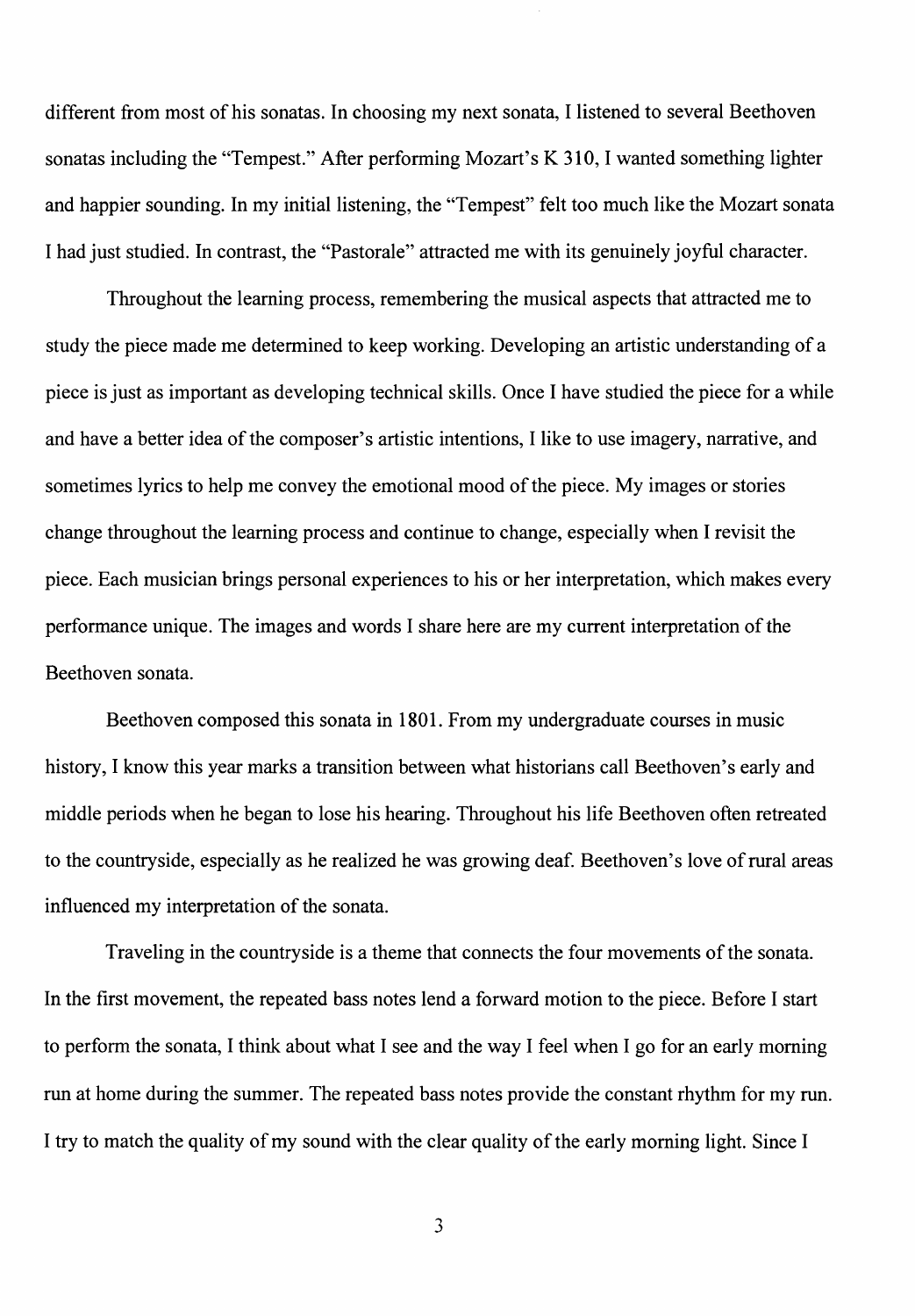different from most of his sonatas. In choosing my next sonata, I listened to several Beethoven sonatas including the "Tempest." After performing Mozart's K 310, I wanted something lighter and happier sounding. In my initial listening, the "Tempest" felt too much like the Mozart sonata I had just studied. In contrast, the "Pastorale" attracted me with its genuinely joyful character.

Throughout the learning process, remembering the musical aspects that attracted me to study the piece made me determined to keep working. Developing an artistic understanding of a piece is just as important as developing technical skills. Once I have studied the piece for a while and have a better idea of the composer's artistic intentions, I like to use imagery, narrative, and sometimes lyrics to help me convey the emotional mood of the piece. My images or stories change throughout the learning process and continue to change, especially when I revisit the piece. Each musician brings personal experiences to his or her interpretation, which makes every performance unique. The images and words I share here are my current interpretation of the Beethoven sonata.

Beethoven composed this sonata in 1801. From my undergraduate courses in music history, I know this year marks a transition between what historians call Beethoven's early and middle periods when he began to lose his hearing. Throughout his life Beethoven often retreated to the countryside, especially as he realized he was growing deaf. Beethoven's love of rural areas influenced my interpretation of the sonata.

Traveling in the countryside is a theme that connects the four movements of the sonata. In the first movement, the repeated bass notes lend a forward motion to the piece. Before I start to perform the sonata, I think about what I see and the way I feel when I go for an early morning run at home during the summer. The repeated bass notes provide the constant rhythm for my run. I try to match the quality of my sound with the clear quality of the early morning light. Since I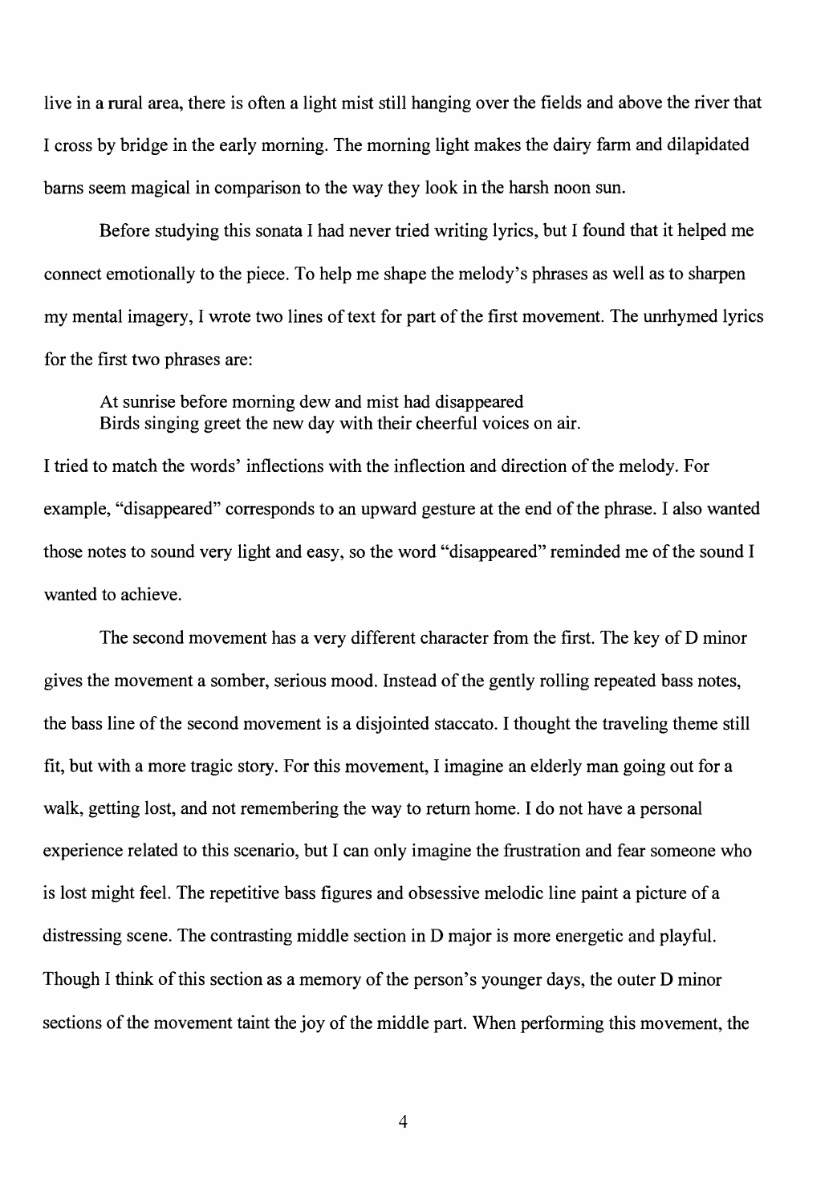live in a rural area, there is often a light mist still hanging over the fields and above the river that I cross by bridge in the early morning. The morning light makes the dairy farm and dilapidated barns seem magical in comparison to the way they look in the harsh noon sun.

Before studying this sonata I had never tried writing lyrics, but I found that it helped me connect emotionally to the piece. To help me shape the melody's phrases as well as to sharpen my mental imagery, I wrote two lines of text for part of the first movement. The unrhymed lyrics for the first two phrases are:

> At sunrise before morning dew and mist had disappeared
> Birds singing greet the new day with their cheerful voices on air.

I tried to match the words' inflections with the inflection and direction of the melody. For example, "disappeared" corresponds to an upward gesture at the end of the phrase. I also wanted those notes to sound very light and easy, so the word "disappeared" reminded me of the sound I wanted to achieve.

The second movement has a very different character from the first. The key of D minor gives the movement a somber, serious mood. Instead of the gently rolling repeated bass notes, the bass line of the second movement is a disjointed staccato. I thought the traveling theme still fit, but with a more tragic story. For this movement, I imagine an elderly man going out for a walk, getting lost, and not remembering the way to return home. I do not have a personal experience related to this scenario, but I can only imagine the frustration and fear someone who is lost might feel. The repetitive bass figures and obsessive melodic line paint a picture of a distressing scene. The contrasting middle section in D major is more energetic and playful. Though I think of this section as a memory of the person's younger days, the outer D minor sections of the movement taint the joy of the middle part. When performing this movement, the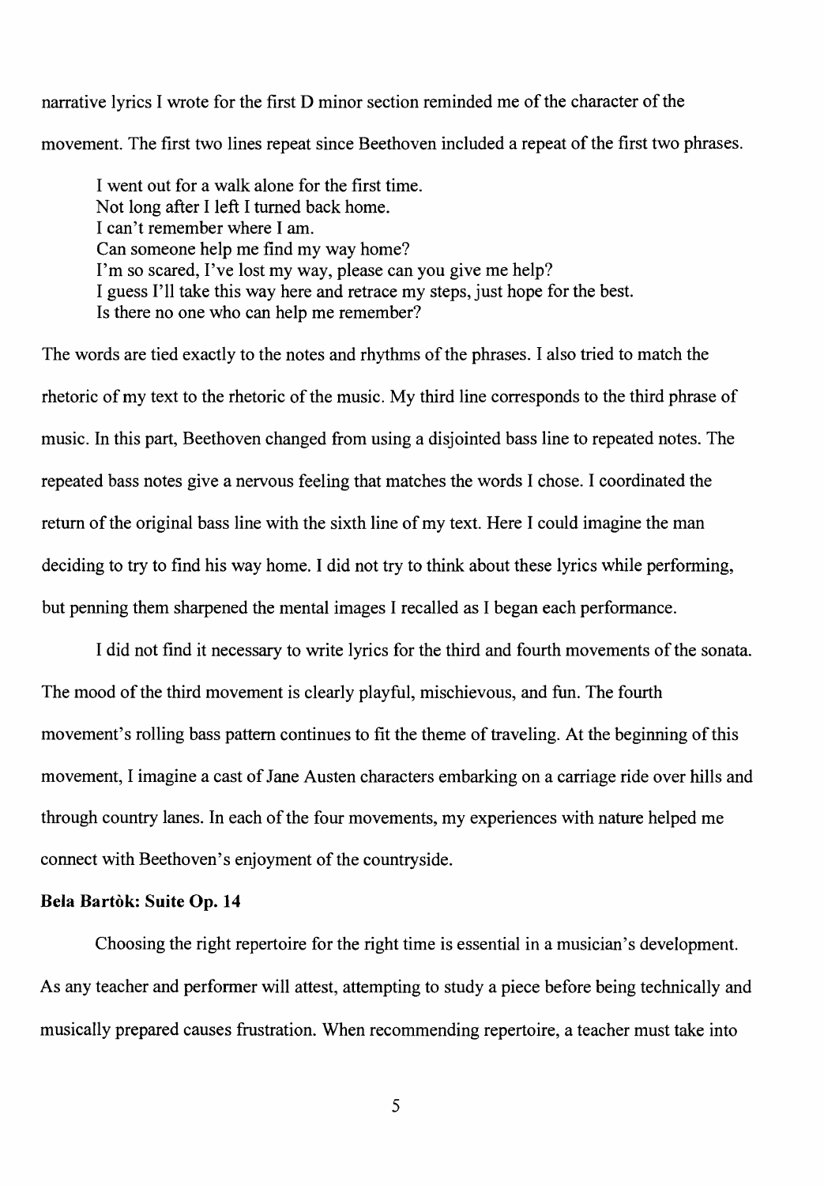narrative lyrics I wrote for the first D minor section reminded me of the character of the movement. The first two lines repeat since Beethoven included a repeat of the first two phrases.

> I went out for a walk alone for the first time.
> Not long after I left I turned back home.
> I can't remember where I am.
> Can someone help me find my way home?
> I'm so scared, I've lost my way, please can you give me help?
> I guess I'll take this way here and retrace my steps, just hope for the best.
> Is there no one who can help me remember?

The words are tied exactly to the notes and rhythms of the phrases. I also tried to match the rhetoric of my text to the rhetoric of the music. My third line corresponds to the third phrase of music. In this part, Beethoven changed from using a disjointed bass line to repeated notes. The repeated bass notes give a nervous feeling that matches the words I chose. I coordinated the return of the original bass line with the sixth line of my text. Here I could imagine the man deciding to try to find his way home. I did not try to think about these lyrics while performing, but penning them sharpened the mental images I recalled as I began each performance.

I did not find it necessary to write lyrics for the third and fourth movements of the sonata. The mood of the third movement is clearly playful, mischievous, and fun. The fourth movement's rolling bass pattern continues to fit the theme of traveling. At the beginning of this movement, I imagine a cast of Jane Austen characters embarking on a carriage ride over hills and through country lanes. In each of the four movements, my experiences with nature helped me connect with Beethoven's enjoyment of the countryside.

**Bela Bartòk: Suite Op. 14**

Choosing the right repertoire for the right time is essential in a musician's development. As any teacher and performer will attest, attempting to study a piece before being technically and musically prepared causes frustration. When recommending repertoire, a teacher must take into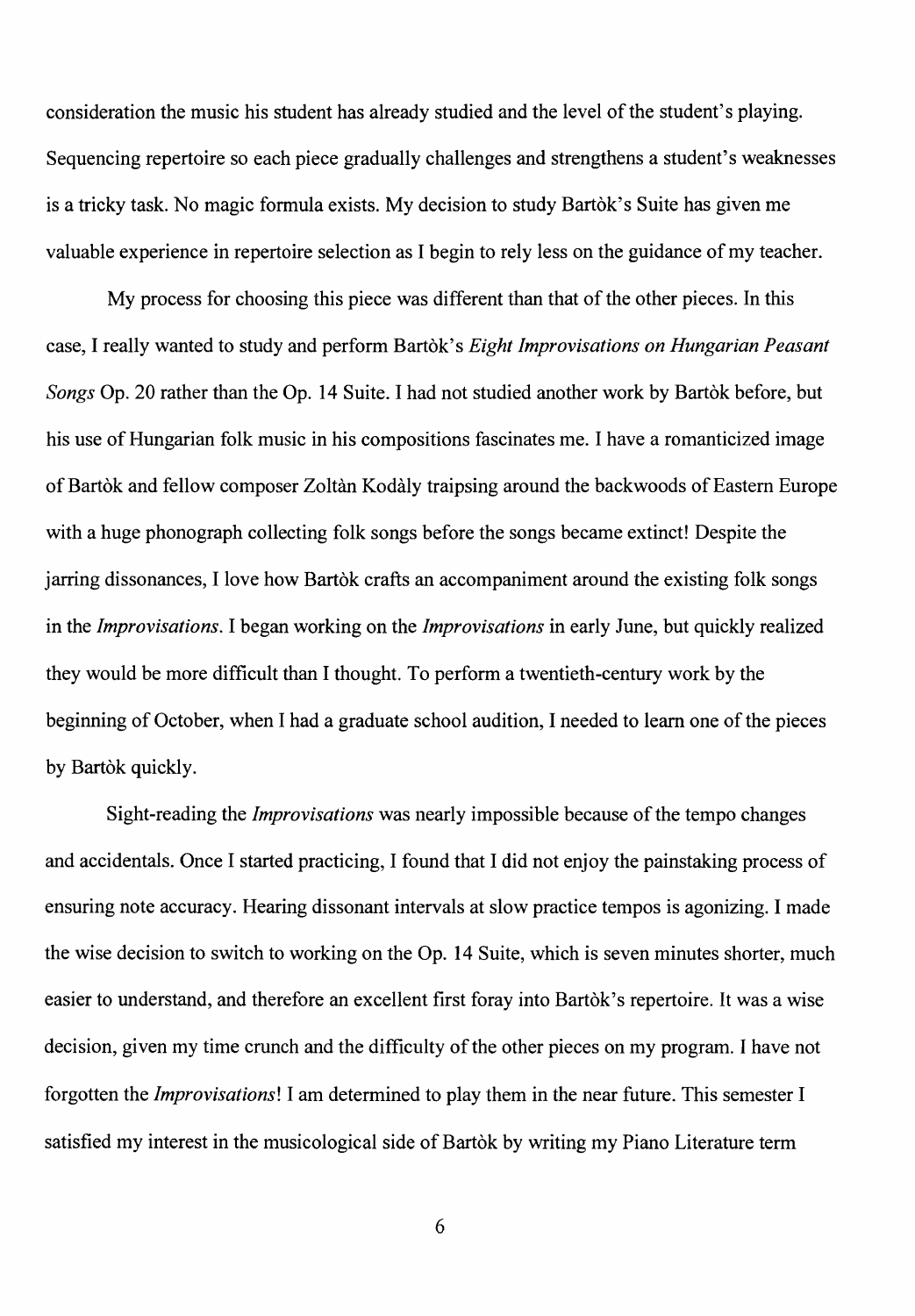consideration the music his student has already studied and the level of the student's playing. Sequencing repertoire so each piece gradually challenges and strengthens a student's weaknesses is a tricky task. No magic formula exists. My decision to study Bartòk's Suite has given me valuable experience in repertoire selection as I begin to rely less on the guidance of my teacher.

My process for choosing this piece was different than that of the other pieces. In this case, I really wanted to study and perform Bartòk's *Eight Improvisations on Hungarian Peasant Songs* Op. 20 rather than the Op. 14 Suite. I had not studied another work by Bartòk before, but his use of Hungarian folk music in his compositions fascinates me. I have a romanticized image of Bartòk and fellow composer Zoltàn Kodàly traipsing around the backwoods of Eastern Europe with a huge phonograph collecting folk songs before the songs became extinct! Despite the jarring dissonances, I love how Bartòk crafts an accompaniment around the existing folk songs in the *Improvisations*. I began working on the *Improvisations* in early June, but quickly realized they would be more difficult than I thought. To perform a twentieth-century work by the beginning of October, when I had a graduate school audition, I needed to learn one of the pieces by Bartòk quickly.

Sight-reading the *Improvisations* was nearly impossible because of the tempo changes and accidentals. Once I started practicing, I found that I did not enjoy the painstaking process of ensuring note accuracy. Hearing dissonant intervals at slow practice tempos is agonizing. I made the wise decision to switch to working on the Op. 14 Suite, which is seven minutes shorter, much easier to understand, and therefore an excellent first foray into Bartòk's repertoire. It was a wise decision, given my time crunch and the difficulty of the other pieces on my program. I have not forgotten the *Improvisations*! I am determined to play them in the near future. This semester I satisfied my interest in the musicological side of Bartòk by writing my Piano Literature term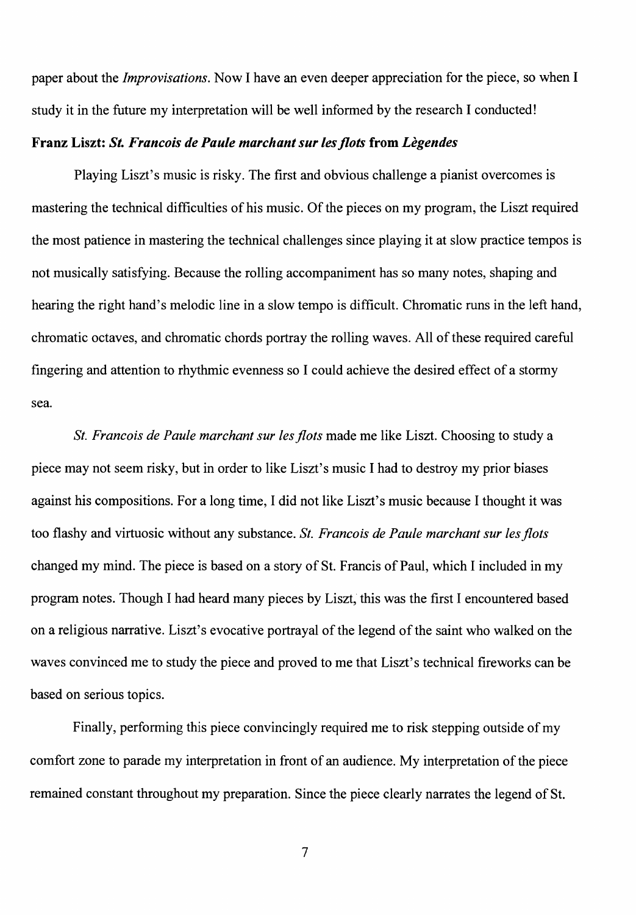paper about the *Improvisations*. Now I have an even deeper appreciation for the piece, so when I study it in the future my interpretation will be well informed by the research I conducted!

**Franz Liszt: *St. Francois de Paule marchant sur les flots* from *Lègendes***

Playing Liszt's music is risky. The first and obvious challenge a pianist overcomes is mastering the technical difficulties of his music. Of the pieces on my program, the Liszt required the most patience in mastering the technical challenges since playing it at slow practice tempos is not musically satisfying. Because the rolling accompaniment has so many notes, shaping and hearing the right hand's melodic line in a slow tempo is difficult. Chromatic runs in the left hand, chromatic octaves, and chromatic chords portray the rolling waves. All of these required careful fingering and attention to rhythmic evenness so I could achieve the desired effect of a stormy sea.

*St. Francois de Paule marchant sur les flots* made me like Liszt. Choosing to study a piece may not seem risky, but in order to like Liszt's music I had to destroy my prior biases against his compositions. For a long time, I did not like Liszt's music because I thought it was too flashy and virtuosic without any substance. *St. Francois de Paule marchant sur les flots* changed my mind. The piece is based on a story of St. Francis of Paul, which I included in my program notes. Though I had heard many pieces by Liszt, this was the first I encountered based on a religious narrative. Liszt's evocative portrayal of the legend of the saint who walked on the waves convinced me to study the piece and proved to me that Liszt's technical fireworks can be based on serious topics.

Finally, performing this piece convincingly required me to risk stepping outside of my comfort zone to parade my interpretation in front of an audience. My interpretation of the piece remained constant throughout my preparation. Since the piece clearly narrates the legend of St.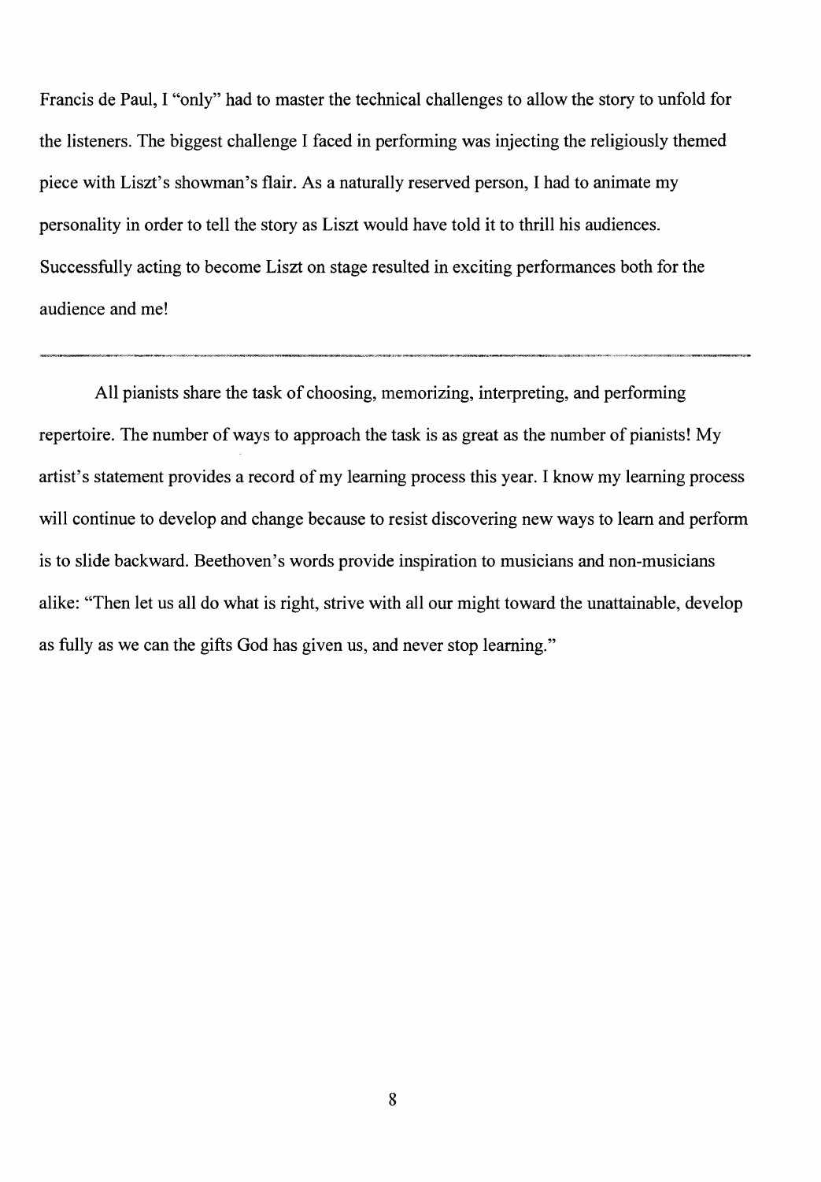Francis de Paul, I "only" had to master the technical challenges to allow the story to unfold for the listeners. The biggest challenge I faced in performing was injecting the religiously themed piece with Liszt's showman's flair. As a naturally reserved person, I had to animate my personality in order to tell the story as Liszt would have told it to thrill his audiences. Successfully acting to become Liszt on stage resulted in exciting performances both for the audience and me!

---

All pianists share the task of choosing, memorizing, interpreting, and performing repertoire. The number of ways to approach the task is as great as the number of pianists! My artist's statement provides a record of my learning process this year. I know my learning process will continue to develop and change because to resist discovering new ways to learn and perform is to slide backward. Beethoven's words provide inspiration to musicians and non-musicians alike: "Then let us all do what is right, strive with all our might toward the unattainable, develop as fully as we can the gifts God has given us, and never stop learning."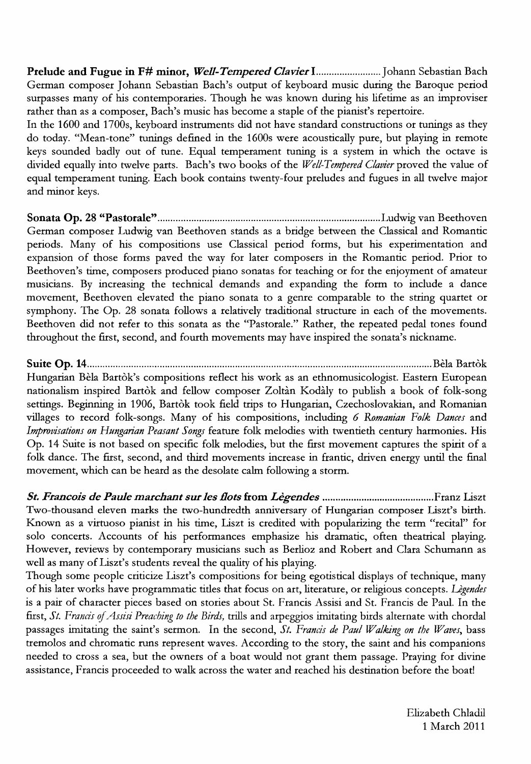**Prelude and Fugue in F# minor, *Well-Tempered Clavier* I**......................... Johann Sebastian Bach

German composer Johann Sebastian Bach's output of keyboard music during the Baroque period surpasses many of his contemporaries. Though he was known during his lifetime as an improviser rather than as a composer, Bach's music has become a staple of the pianist's repertoire.

In the 1600 and 1700s, keyboard instruments did not have standard constructions or tunings as they do today. "Mean-tone" tunings defined in the 1600s were acoustically pure, but playing in remote keys sounded badly out of tune. Equal temperament tuning is a system in which the octave is divided equally into twelve parts. Bach's two books of the *Well-Tempered Clavier* proved the value of equal temperament tuning. Each book contains twenty-four preludes and fugues in all twelve major and minor keys.

**Sonata Op. 28 "Pastorale"**...................................................................................... Ludwig van Beethoven

German composer Ludwig van Beethoven stands as a bridge between the Classical and Romantic periods. Many of his compositions use Classical period forms, but his experimentation and expansion of those forms paved the way for later composers in the Romantic period. Prior to Beethoven's time, composers produced piano sonatas for teaching or for the enjoyment of amateur musicians. By increasing the technical demands and expanding the form to include a dance movement, Beethoven elevated the piano sonata to a genre comparable to the string quartet or symphony. The Op. 28 sonata follows a relatively traditional structure in each of the movements. Beethoven did not refer to this sonata as the "Pastorale." Rather, the repeated pedal tones found throughout the first, second, and fourth movements may have inspired the sonata's nickname.

**Suite Op. 14**.................................................................................................................... Bèla Bartòk

Hungarian Bèla Bartòk's compositions reflect his work as an ethnomusicologist. Eastern European nationalism inspired Bartòk and fellow composer Zoltàn Kodàly to publish a book of folk-song settings. Beginning in 1906, Bartòk took field trips to Hungarian, Czechoslovakian, and Romanian villages to record folk-songs. Many of his compositions, including *6 Romanian Folk Dances* and *Improvisations on Hungarian Peasant Songs* feature folk melodies with twentieth century harmonies. His Op. 14 Suite is not based on specific folk melodies, but the first movement captures the spirit of a folk dance. The first, second, and third movements increase in frantic, driven energy until the final movement, which can be heard as the desolate calm following a storm.

***St. Francois de Paule marchant sur les flots* from *Lègendes*** ............................................ Franz Liszt

Two-thousand eleven marks the two-hundredth anniversary of Hungarian composer Liszt's birth. Known as a virtuoso pianist in his time, Liszt is credited with popularizing the term "recital" for solo concerts. Accounts of his performances emphasize his dramatic, often theatrical playing. However, reviews by contemporary musicians such as Berlioz and Robert and Clara Schumann as well as many of Liszt's students reveal the quality of his playing.

Though some people criticize Liszt's compositions for being egotistical displays of technique, many of his later works have programmatic titles that focus on art, literature, or religious concepts. *Lègendes* is a pair of character pieces based on stories about St. Francis Assisi and St. Francis de Paul. In the first, *St. Francis of Assisi Preaching to the Birds,* trills and arpeggios imitating birds alternate with chordal passages imitating the saint's sermon. In the second, *St. Francis de Paul Walking on the Waves*, bass tremolos and chromatic runs represent waves. According to the story, the saint and his companions needed to cross a sea, but the owners of a boat would not grant them passage. Praying for divine assistance, Francis proceeded to walk across the water and reached his destination before the boat!

Elizabeth Chladil
1 March 2011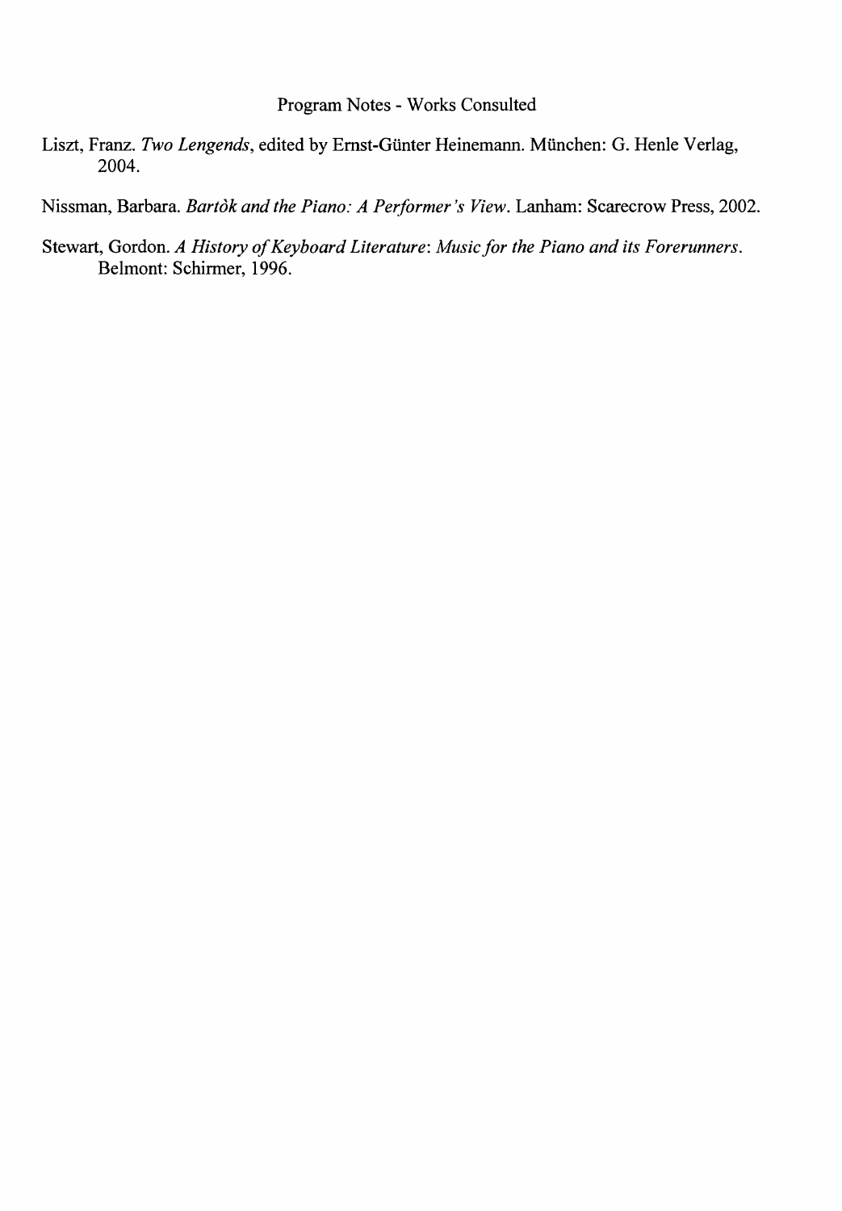Program Notes - Works Consulted

Liszt, Franz. *Two Lengends*, edited by Ernst-Günter Heinemann. München: G. Henle Verlag, 2004.

Nissman, Barbara. *Bartòk and the Piano: A Performer's View*. Lanham: Scarecrow Press, 2002.

Stewart, Gordon. *A History of Keyboard Literature*: *Music for the Piano and its Forerunners*. Belmont: Schirmer, 1996.